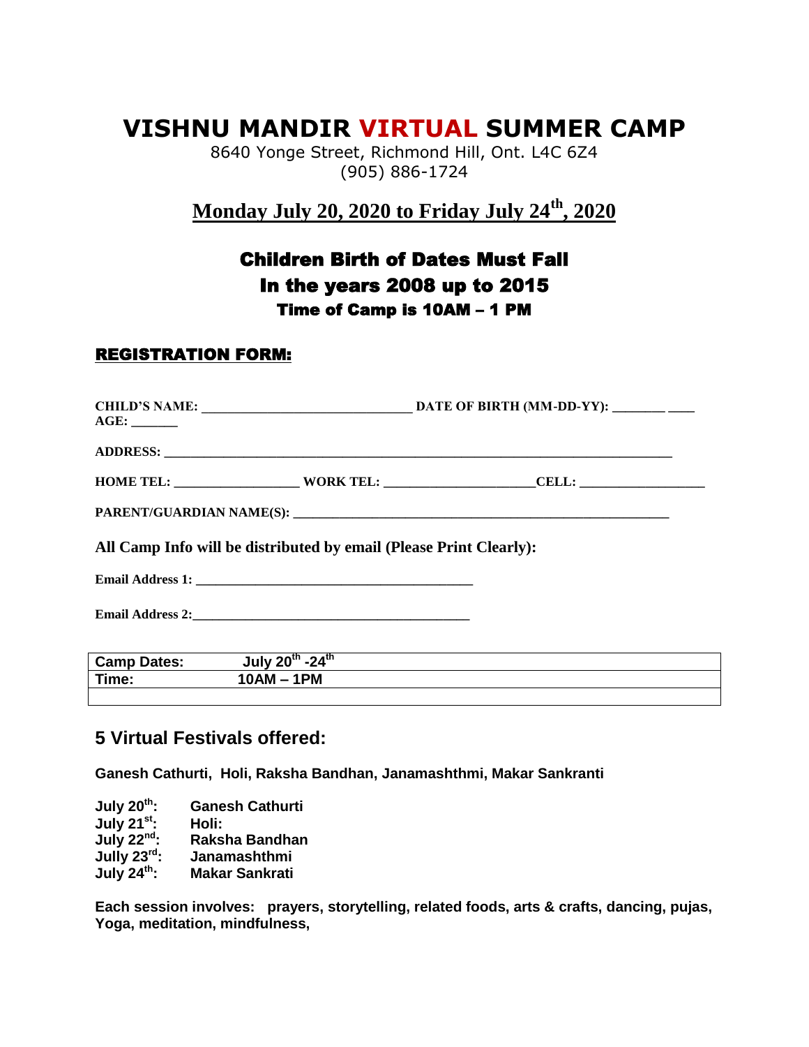# VISHNU MANDIR VIRTUAL SUMMER CAMP

8640 Yonge Street, Richmond Hill, Ont. L4C 6Z4
(905) 886-1724

## Monday July 20, 2020 to Friday July 24th, 2020

### Children Birth of Dates Must Fall In the years 2008 up to 2015

**Time of Camp is 10AM – 1 PM**

**REGISTRATION FORM:**

**CHILD'S NAME:** ______________________________ **DATE OF BIRTH (MM-DD-YY):** ________ ____
**AGE:** _______

**ADDRESS:** ____________________________________________________________________________

**HOME TEL:** __________________ **WORK TEL:** _____________________ **CELL:** __________________

**PARENT/GUARDIAN NAME(S):** ________________________________________________________

**All Camp Info will be distributed by email (Please Print Clearly):**

**Email Address 1:** ________________________________________

**Email Address 2:** ________________________________________

| | |
|---|---|
| **Camp Dates:** | **July 20th -24th** |
| **Time:** | **10AM – 1PM** |
| | |

## 5 Virtual Festivals offered:

**Ganesh Cathurti, Holi, Raksha Bandhan, Janamashthmi, Makar Sankranti**

**July 20th:** **Ganesh Cathurti**
**July 21st:** **Holi:**
**July 22nd:** **Raksha Bandhan**
**Jully 23rd:** **Janamashthmi**
**July 24th:** **Makar Sankrati**

**Each session involves: prayers, storytelling, related foods, arts & crafts, dancing, pujas, Yoga, meditation, mindfulness,**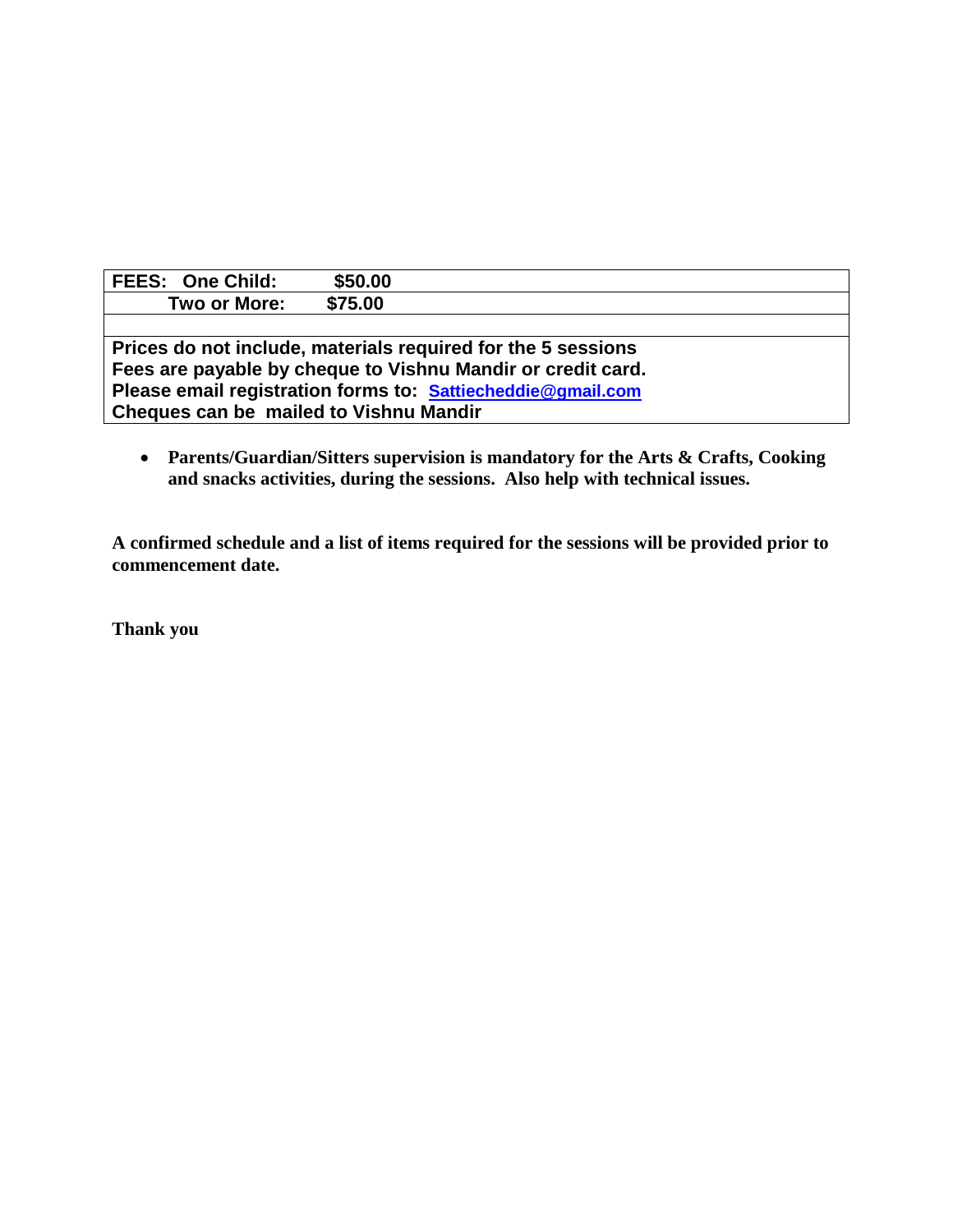| | |
|---|---|
| **FEES: One Child:** | **$50.00** |
| **Two or More:** | **$75.00** |
| | |
| **Prices do not include, materials required for the 5 sessions**<br>**Fees are payable by cheque to Vishnu Mandir or credit card.**<br>**Please email registration forms to: Sattiecheddie@gmail.com**<br>**Cheques can be mailed to Vishnu Mandir** | |

- **Parents/Guardian/Sitters supervision is mandatory for the Arts & Crafts, Cooking and snacks activities, during the sessions. Also help with technical issues.**

**A confirmed schedule and a list of items required for the sessions will be provided prior to commencement date.**

**Thank you**